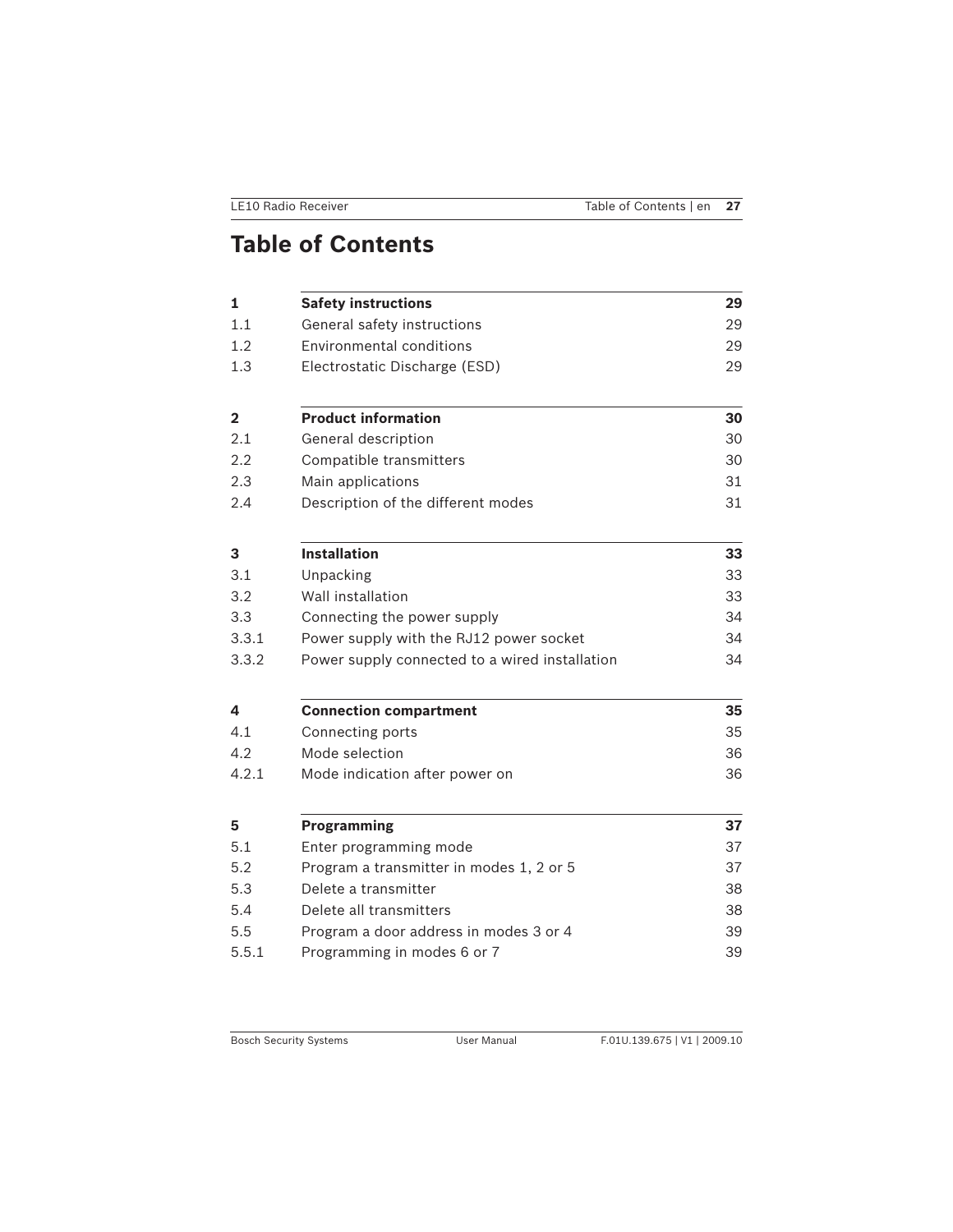# Table of Contents

| | | |
|---|---|---|
| **1** | **Safety instructions** | **29** |
| 1.1 | General safety instructions | 29 |
| 1.2 | Environmental conditions | 29 |
| 1.3 | Electrostatic Discharge (ESD) | 29 |
| **2** | **Product information** | **30** |
| 2.1 | General description | 30 |
| 2.2 | Compatible transmitters | 30 |
| 2.3 | Main applications | 31 |
| 2.4 | Description of the different modes | 31 |
| **3** | **Installation** | **33** |
| 3.1 | Unpacking | 33 |
| 3.2 | Wall installation | 33 |
| 3.3 | Connecting the power supply | 34 |
| 3.3.1 | Power supply with the RJ12 power socket | 34 |
| 3.3.2 | Power supply connected to a wired installation | 34 |
| **4** | **Connection compartment** | **35** |
| 4.1 | Connecting ports | 35 |
| 4.2 | Mode selection | 36 |
| 4.2.1 | Mode indication after power on | 36 |
| **5** | **Programming** | **37** |
| 5.1 | Enter programming mode | 37 |
| 5.2 | Program a transmitter in modes 1, 2 or 5 | 37 |
| 5.3 | Delete a transmitter | 38 |
| 5.4 | Delete all transmitters | 38 |
| 5.5 | Program a door address in modes 3 or 4 | 39 |
| 5.5.1 | Programming in modes 6 or 7 | 39 |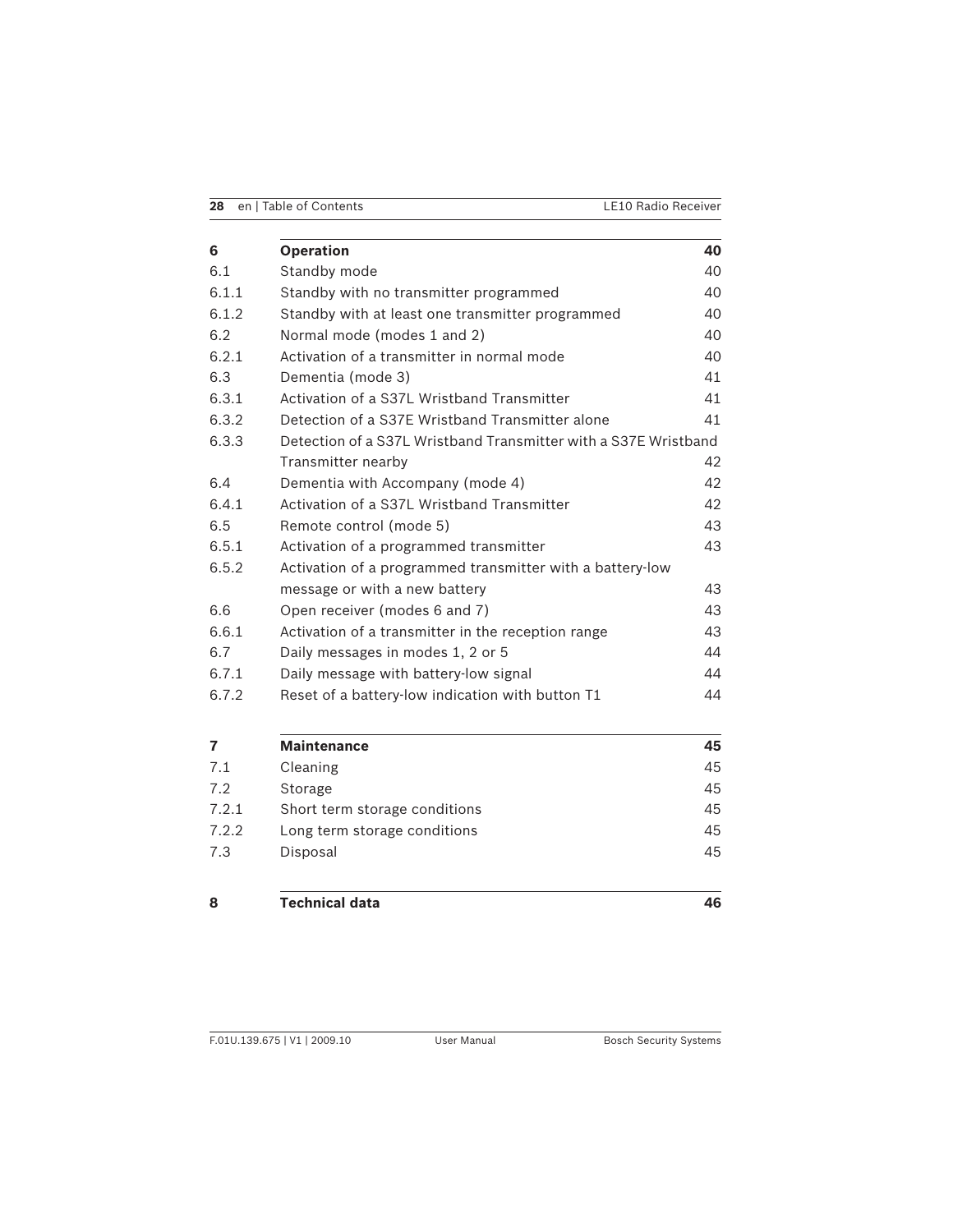| | | |
|---|---|---|
| **6** | **Operation** | **40** |
| 6.1 | Standby mode | 40 |
| 6.1.1 | Standby with no transmitter programmed | 40 |
| 6.1.2 | Standby with at least one transmitter programmed | 40 |
| 6.2 | Normal mode (modes 1 and 2) | 40 |
| 6.2.1 | Activation of a transmitter in normal mode | 40 |
| 6.3 | Dementia (mode 3) | 41 |
| 6.3.1 | Activation of a S37L Wristband Transmitter | 41 |
| 6.3.2 | Detection of a S37E Wristband Transmitter alone | 41 |
| 6.3.3 | Detection of a S37L Wristband Transmitter with a S37E Wristband Transmitter nearby | 42 |
| 6.4 | Dementia with Accompany (mode 4) | 42 |
| 6.4.1 | Activation of a S37L Wristband Transmitter | 42 |
| 6.5 | Remote control (mode 5) | 43 |
| 6.5.1 | Activation of a programmed transmitter | 43 |
| 6.5.2 | Activation of a programmed transmitter with a battery-low message or with a new battery | 43 |
| 6.6 | Open receiver (modes 6 and 7) | 43 |
| 6.6.1 | Activation of a transmitter in the reception range | 43 |
| 6.7 | Daily messages in modes 1, 2 or 5 | 44 |
| 6.7.1 | Daily message with battery-low signal | 44 |
| 6.7.2 | Reset of a battery-low indication with button T1 | 44 |
| **7** | **Maintenance** | **45** |
| 7.1 | Cleaning | 45 |
| 7.2 | Storage | 45 |
| 7.2.1 | Short term storage conditions | 45 |
| 7.2.2 | Long term storage conditions | 45 |
| 7.3 | Disposal | 45 |
| **8** | **Technical data** | **46** |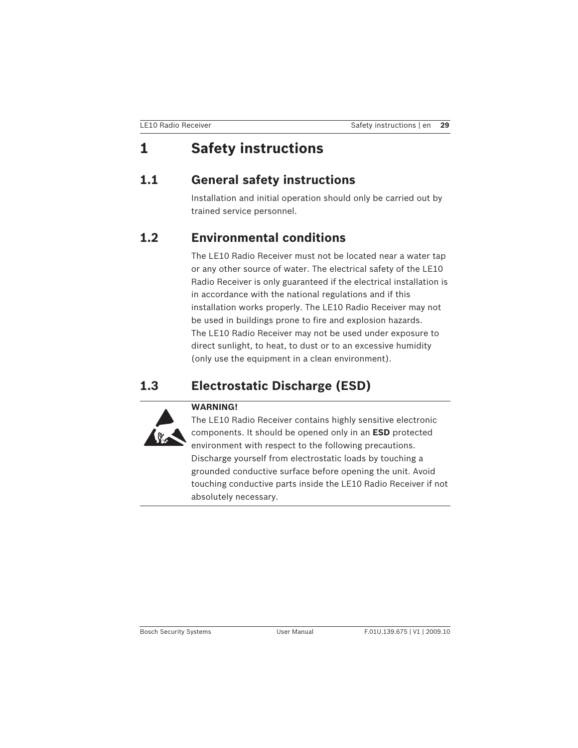# 1 Safety instructions

## 1.1 General safety instructions

Installation and initial operation should only be carried out by trained service personnel.

## 1.2 Environmental conditions

The LE10 Radio Receiver must not be located near a water tap or any other source of water. The electrical safety of the LE10 Radio Receiver is only guaranteed if the electrical installation is in accordance with the national regulations and if this installation works properly. The LE10 Radio Receiver may not be used in buildings prone to fire and explosion hazards.
The LE10 Radio Receiver may not be used under exposure to direct sunlight, to heat, to dust or to an excessive humidity (only use the equipment in a clean environment).

## 1.3 Electrostatic Discharge (ESD)

**WARNING!**
The LE10 Radio Receiver contains highly sensitive electronic components. It should be opened only in an **ESD** protected environment with respect to the following precautions.
Discharge yourself from electrostatic loads by touching a grounded conductive surface before opening the unit. Avoid touching conductive parts inside the LE10 Radio Receiver if not absolutely necessary.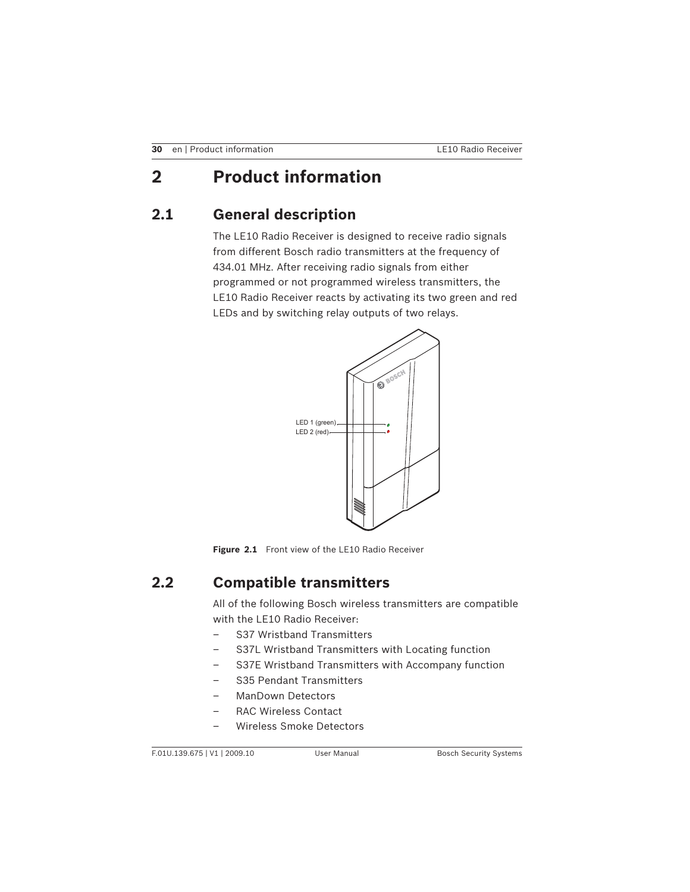# 2 Product information

## 2.1 General description

The LE10 Radio Receiver is designed to receive radio signals from different Bosch radio transmitters at the frequency of 434.01 MHz. After receiving radio signals from either programmed or not programmed wireless transmitters, the LE10 Radio Receiver reacts by activating its two green and red LEDs and by switching relay outputs of two relays.

LED 1 (green)
LED 2 (red)

**Figure 2.1** Front view of the LE10 Radio Receiver

## 2.2 Compatible transmitters

All of the following Bosch wireless transmitters are compatible with the LE10 Radio Receiver:

- S37 Wristband Transmitters
- S37L Wristband Transmitters with Locating function
- S37E Wristband Transmitters with Accompany function
- S35 Pendant Transmitters
- ManDown Detectors
- RAC Wireless Contact
- Wireless Smoke Detectors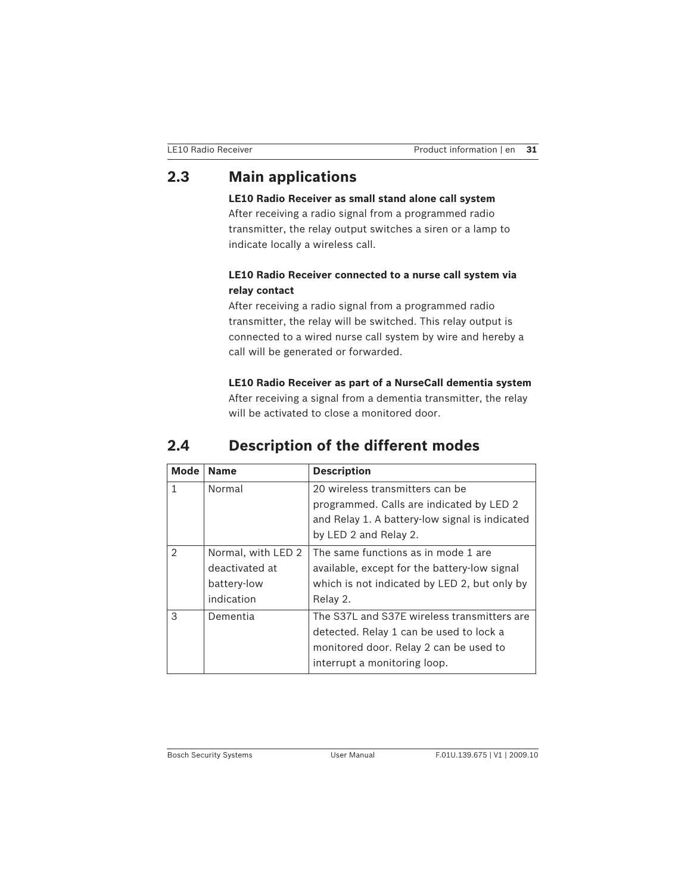## 2.3 Main applications

**LE10 Radio Receiver as small stand alone call system**
After receiving a radio signal from a programmed radio transmitter, the relay output switches a siren or a lamp to indicate locally a wireless call.

**LE10 Radio Receiver connected to a nurse call system via relay contact**
After receiving a radio signal from a programmed radio transmitter, the relay will be switched. This relay output is connected to a wired nurse call system by wire and hereby a call will be generated or forwarded.

**LE10 Radio Receiver as part of a NurseCall dementia system**
After receiving a signal from a dementia transmitter, the relay will be activated to close a monitored door.

## 2.4 Description of the different modes

| Mode | Name | Description |
|---|---|---|
| 1 | Normal | 20 wireless transmitters can be programmed. Calls are indicated by LED 2 and Relay 1. A battery-low signal is indicated by LED 2 and Relay 2. |
| 2 | Normal, with LED 2 deactivated at battery-low indication | The same functions as in mode 1 are available, except for the battery-low signal which is not indicated by LED 2, but only by Relay 2. |
| 3 | Dementia | The S37L and S37E wireless transmitters are detected. Relay 1 can be used to lock a monitored door. Relay 2 can be used to interrupt a monitoring loop. |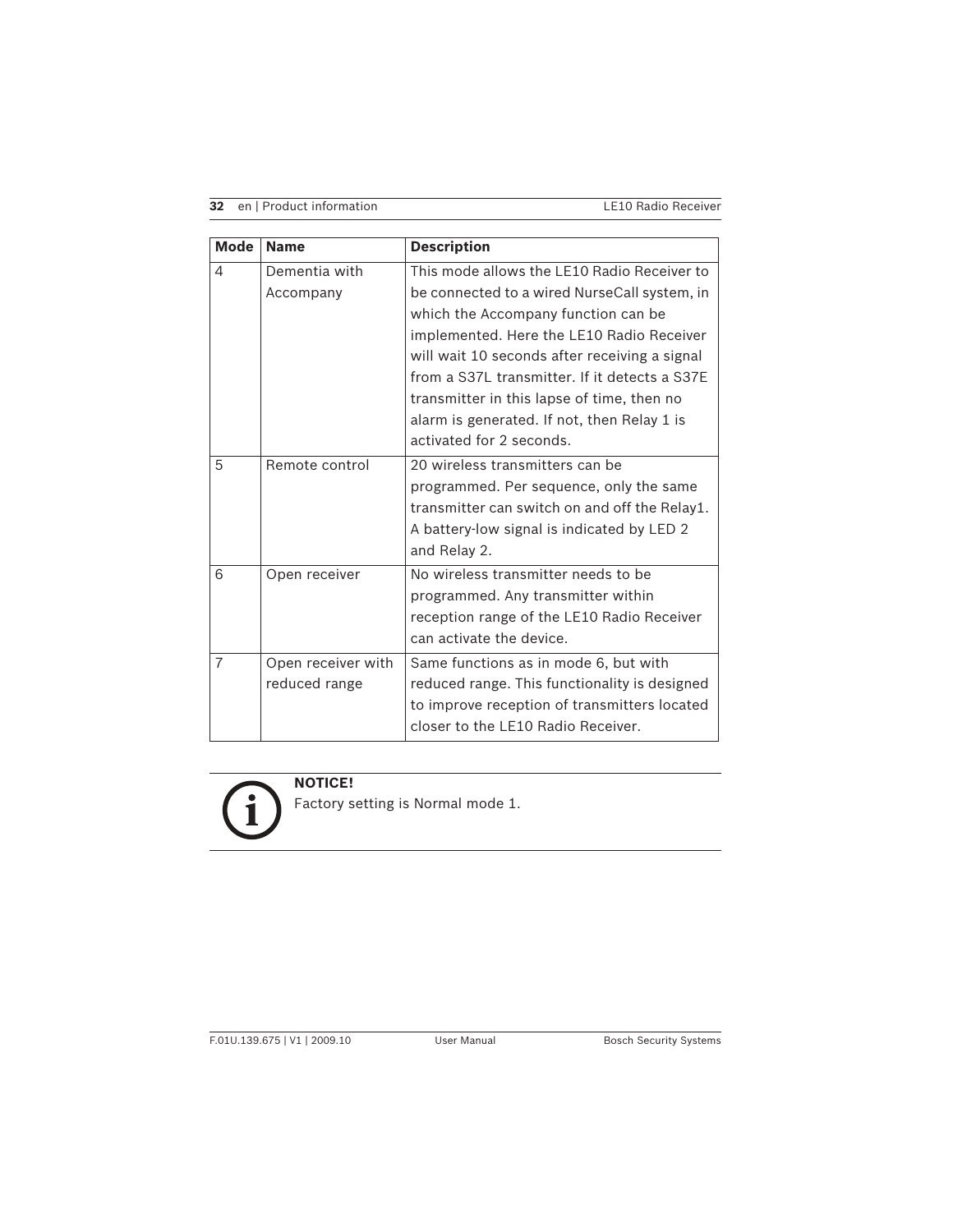| Mode | Name | Description |
|---|---|---|
| 4 | Dementia with Accompany | This mode allows the LE10 Radio Receiver to be connected to a wired NurseCall system, in which the Accompany function can be implemented. Here the LE10 Radio Receiver will wait 10 seconds after receiving a signal from a S37L transmitter. If it detects a S37E transmitter in this lapse of time, then no alarm is generated. If not, then Relay 1 is activated for 2 seconds. |
| 5 | Remote control | 20 wireless transmitters can be programmed. Per sequence, only the same transmitter can switch on and off the Relay1. A battery-low signal is indicated by LED 2 and Relay 2. |
| 6 | Open receiver | No wireless transmitter needs to be programmed. Any transmitter within reception range of the LE10 Radio Receiver can activate the device. |
| 7 | Open receiver with reduced range | Same functions as in mode 6, but with reduced range. This functionality is designed to improve reception of transmitters located closer to the LE10 Radio Receiver. |

**NOTICE!**
Factory setting is Normal mode 1.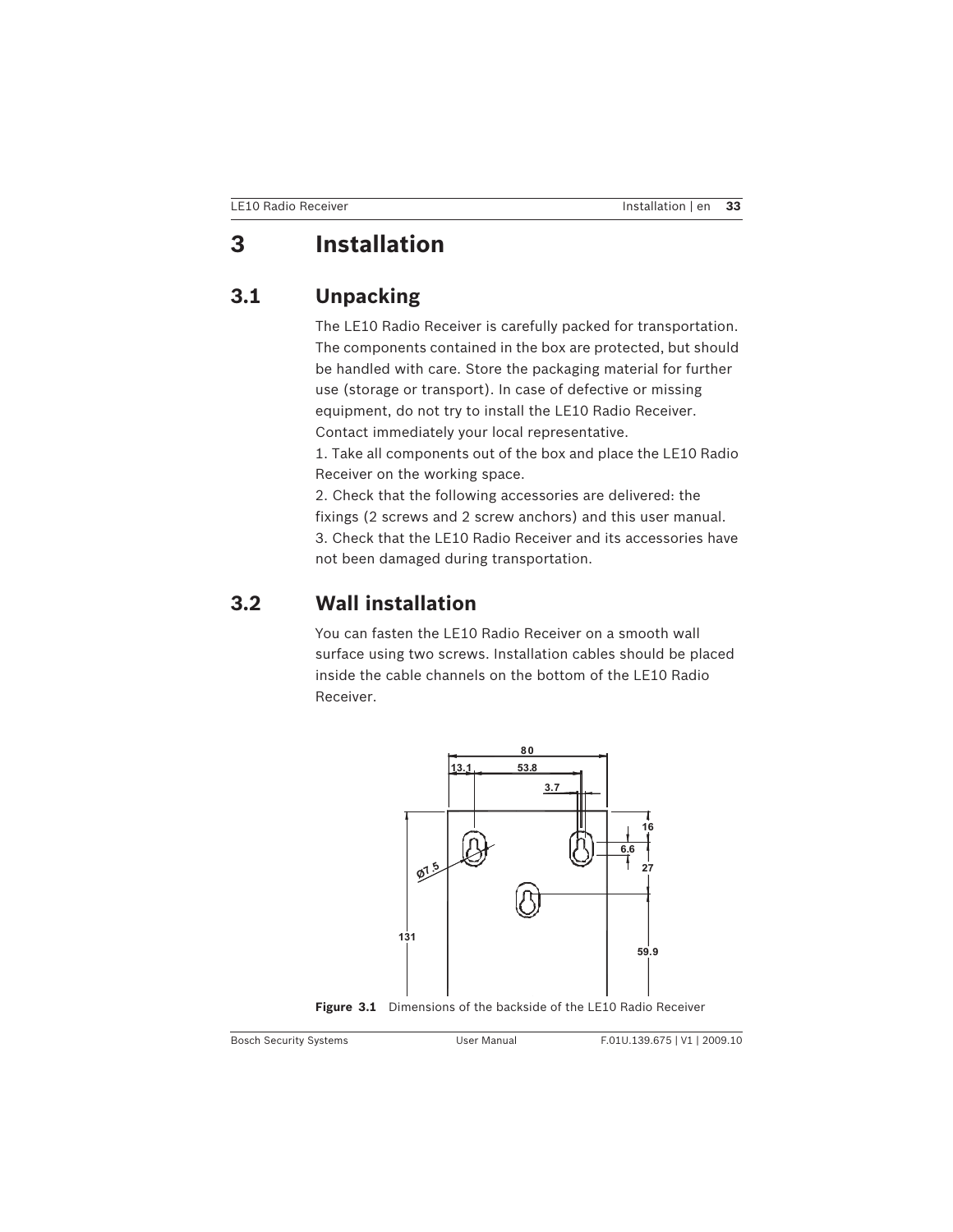# 3 Installation

## 3.1 Unpacking

The LE10 Radio Receiver is carefully packed for transportation. The components contained in the box are protected, but should be handled with care. Store the packaging material for further use (storage or transport). In case of defective or missing equipment, do not try to install the LE10 Radio Receiver. Contact immediately your local representative.

1. Take all components out of the box and place the LE10 Radio Receiver on the working space.
2. Check that the following accessories are delivered: the fixings (2 screws and 2 screw anchors) and this user manual.
3. Check that the LE10 Radio Receiver and its accessories have not been damaged during transportation.

## 3.2 Wall installation

You can fasten the LE10 Radio Receiver on a smooth wall surface using two screws. Installation cables should be placed inside the cable channels on the bottom of the LE10 Radio Receiver.

**Figure 3.1** Dimensions of the backside of the LE10 Radio Receiver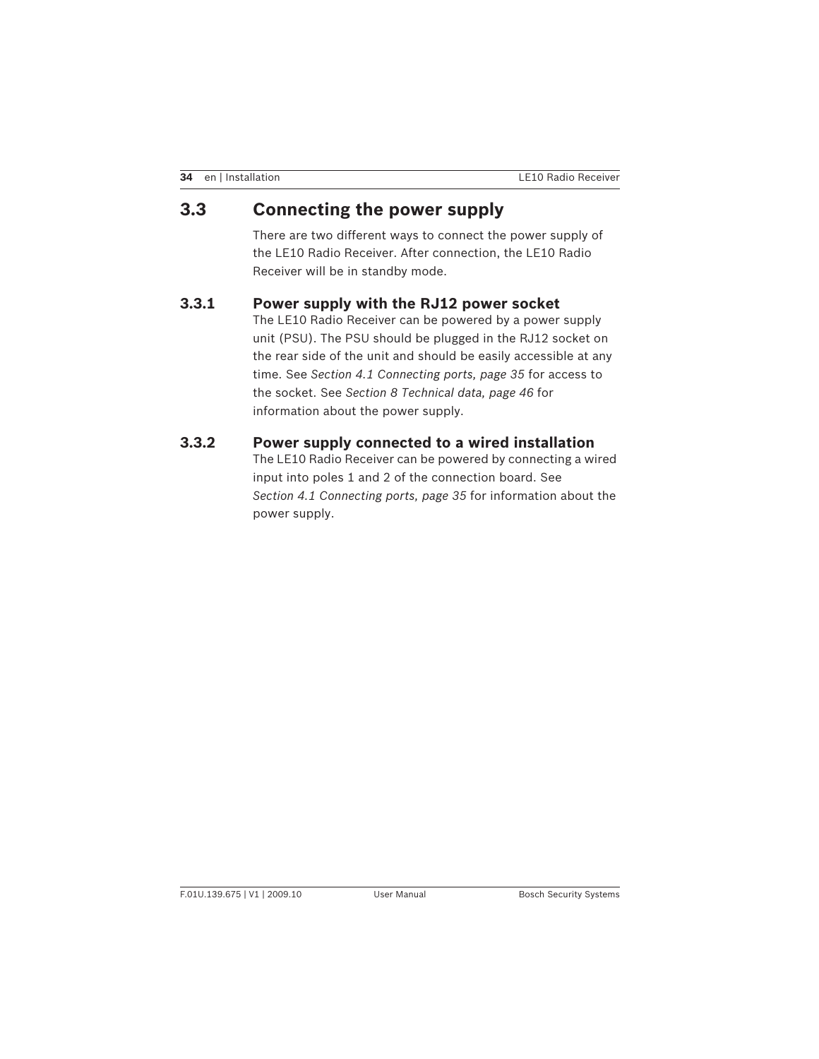## 3.3 Connecting the power supply

There are two different ways to connect the power supply of the LE10 Radio Receiver. After connection, the LE10 Radio Receiver will be in standby mode.

### 3.3.1 Power supply with the RJ12 power socket

The LE10 Radio Receiver can be powered by a power supply unit (PSU). The PSU should be plugged in the RJ12 socket on the rear side of the unit and should be easily accessible at any time. See *Section 4.1 Connecting ports, page 35* for access to the socket. See *Section 8 Technical data, page 46* for information about the power supply.

### 3.3.2 Power supply connected to a wired installation

The LE10 Radio Receiver can be powered by connecting a wired input into poles 1 and 2 of the connection board. See *Section 4.1 Connecting ports, page 35* for information about the power supply.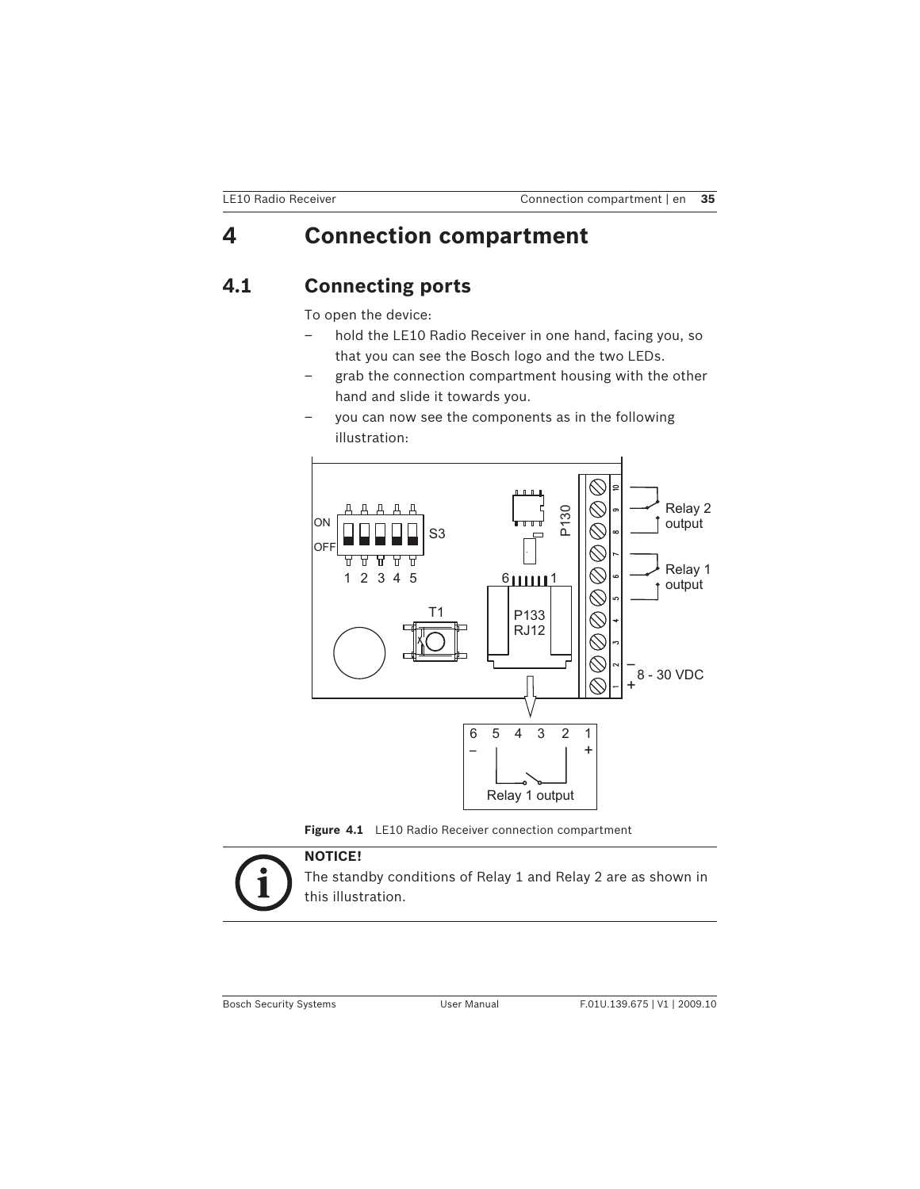# 4 Connection compartment

## 4.1 Connecting ports

To open the device:

- hold the LE10 Radio Receiver in one hand, facing you, so that you can see the Bosch logo and the two LEDs.
- grab the connection compartment housing with the other hand and slide it towards you.
- you can now see the components as in the following illustration:

**Figure 4.1** LE10 Radio Receiver connection compartment

**NOTICE!**
The standby conditions of Relay 1 and Relay 2 are as shown in this illustration.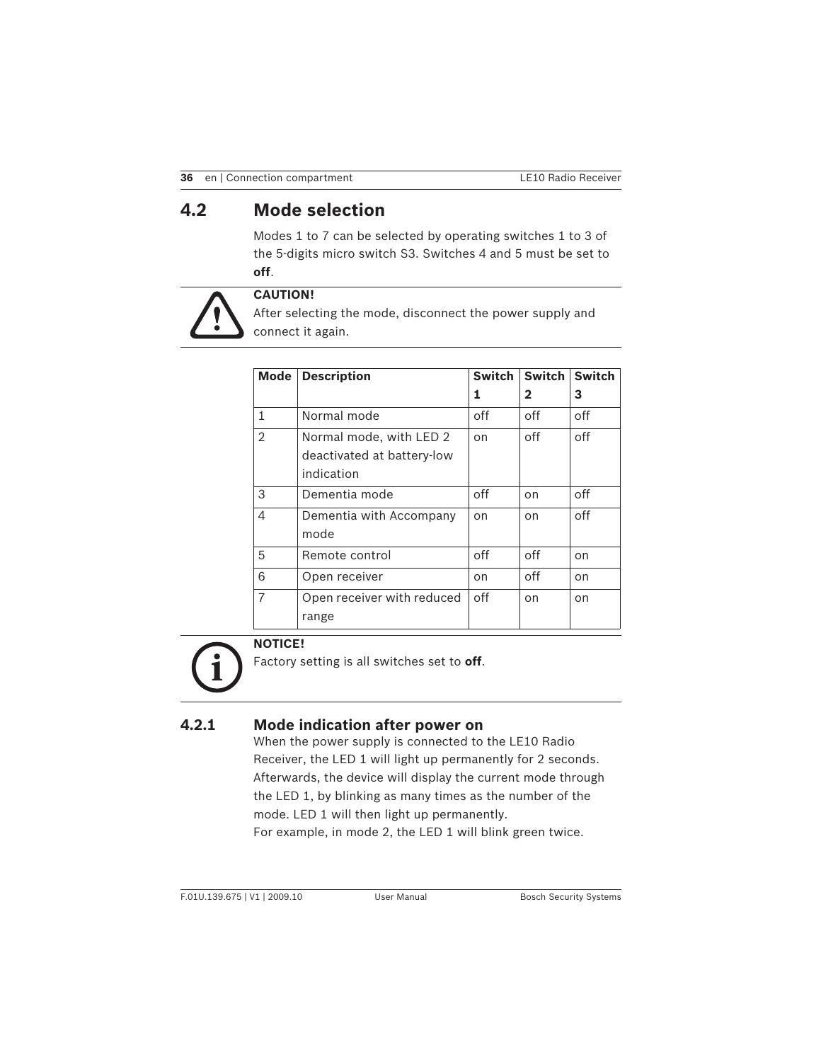## 4.2 Mode selection

Modes 1 to 7 can be selected by operating switches 1 to 3 of the 5-digits micro switch S3. Switches 4 and 5 must be set to **off**.

**CAUTION!**
After selecting the mode, disconnect the power supply and connect it again.

| Mode | Description | Switch 1 | Switch 2 | Switch 3 |
|---|---|---|---|---|
| 1 | Normal mode | off | off | off |
| 2 | Normal mode, with LED 2 deactivated at battery-low indication | on | off | off |
| 3 | Dementia mode | off | on | off |
| 4 | Dementia with Accompany mode | on | on | off |
| 5 | Remote control | off | off | on |
| 6 | Open receiver | on | off | on |
| 7 | Open receiver with reduced range | off | on | on |

**NOTICE!**
Factory setting is all switches set to **off**.

### 4.2.1 Mode indication after power on

When the power supply is connected to the LE10 Radio Receiver, the LED 1 will light up permanently for 2 seconds. Afterwards, the device will display the current mode through the LED 1, by blinking as many times as the number of the mode. LED 1 will then light up permanently.
For example, in mode 2, the LED 1 will blink green twice.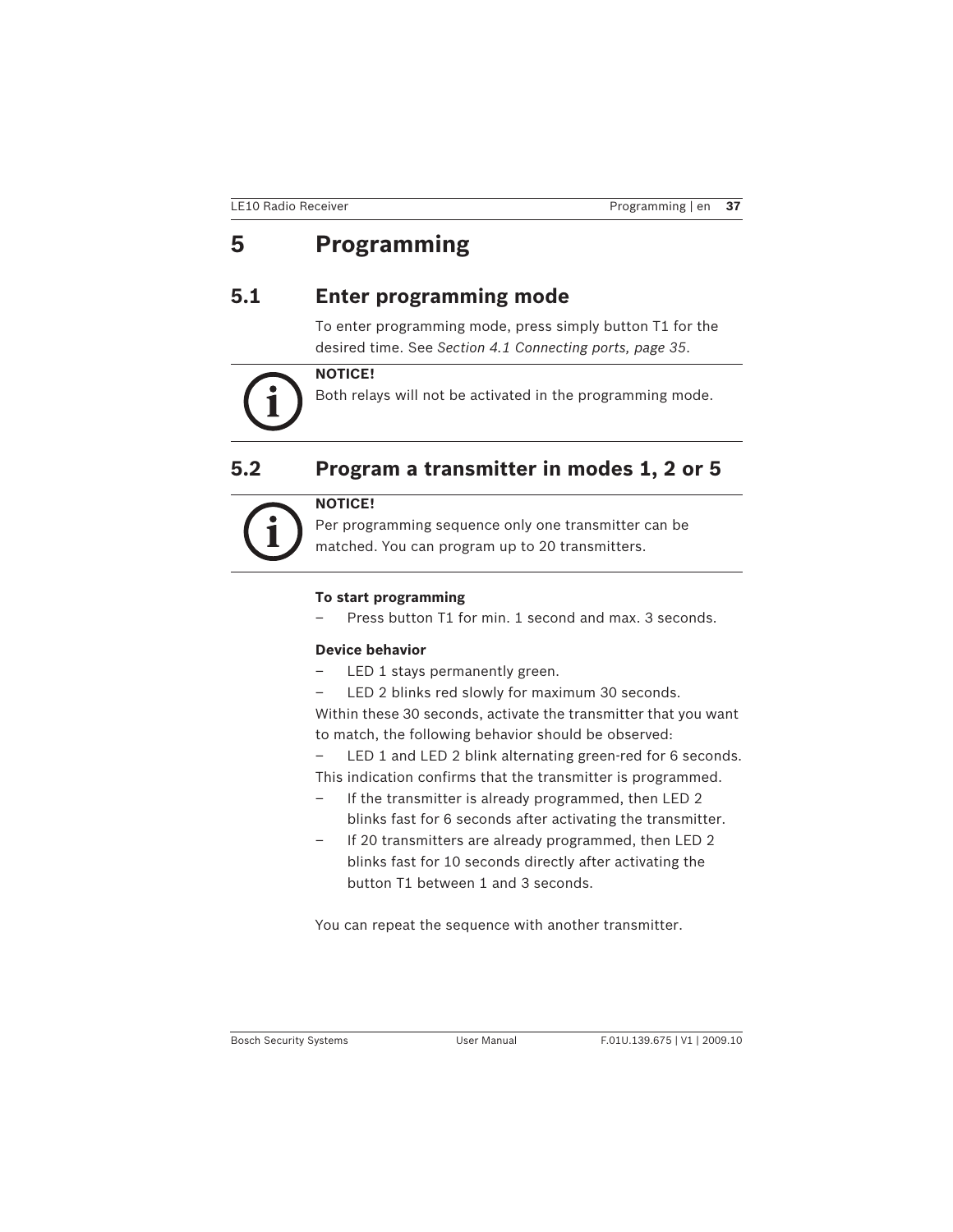# 5 Programming

## 5.1 Enter programming mode

To enter programming mode, press simply button T1 for the desired time. See *Section 4.1 Connecting ports, page 35*.

**NOTICE!**
Both relays will not be activated in the programming mode.

## 5.2 Program a transmitter in modes 1, 2 or 5

**NOTICE!**
Per programming sequence only one transmitter can be matched. You can program up to 20 transmitters.

**To start programming**

- Press button T1 for min. 1 second and max. 3 seconds.

**Device behavior**

- LED 1 stays permanently green.
- LED 2 blinks red slowly for maximum 30 seconds.

Within these 30 seconds, activate the transmitter that you want to match, the following behavior should be observed:

- LED 1 and LED 2 blink alternating green-red for 6 seconds.

This indication confirms that the transmitter is programmed.

- If the transmitter is already programmed, then LED 2 blinks fast for 6 seconds after activating the transmitter.
- If 20 transmitters are already programmed, then LED 2 blinks fast for 10 seconds directly after activating the button T1 between 1 and 3 seconds.

You can repeat the sequence with another transmitter.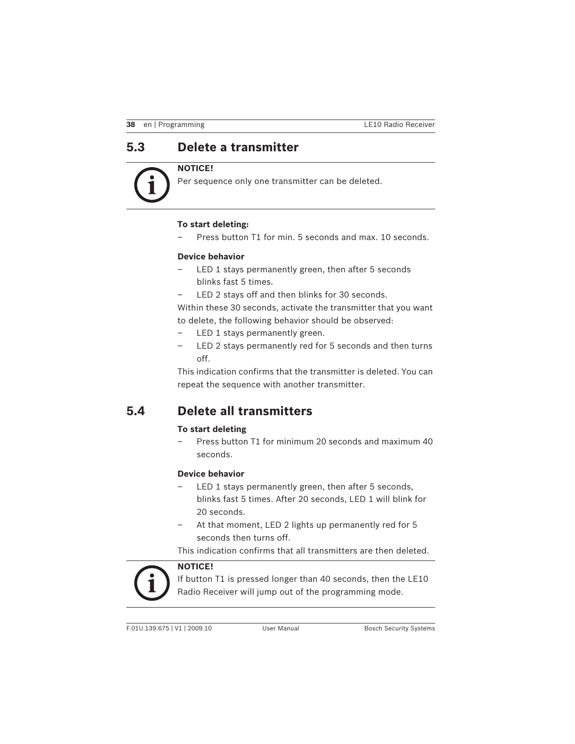## 5.3 Delete a transmitter

**NOTICE!**
Per sequence only one transmitter can be deleted.

**To start deleting:**

– Press button T1 for min. 5 seconds and max. 10 seconds.

**Device behavior**

– LED 1 stays permanently green, then after 5 seconds blinks fast 5 times.
– LED 2 stays off and then blinks for 30 seconds.

Within these 30 seconds, activate the transmitter that you want to delete, the following behavior should be observed:

– LED 1 stays permanently green.
– LED 2 stays permanently red for 5 seconds and then turns off.

This indication confirms that the transmitter is deleted. You can repeat the sequence with another transmitter.

## 5.4 Delete all transmitters

**To start deleting**

– Press button T1 for minimum 20 seconds and maximum 40 seconds.

**Device behavior**

– LED 1 stays permanently green, then after 5 seconds, blinks fast 5 times. After 20 seconds, LED 1 will blink for 20 seconds.
– At that moment, LED 2 lights up permanently red for 5 seconds then turns off.

This indication confirms that all transmitters are then deleted.

**NOTICE!**
If button T1 is pressed longer than 40 seconds, then the LE10 Radio Receiver will jump out of the programming mode.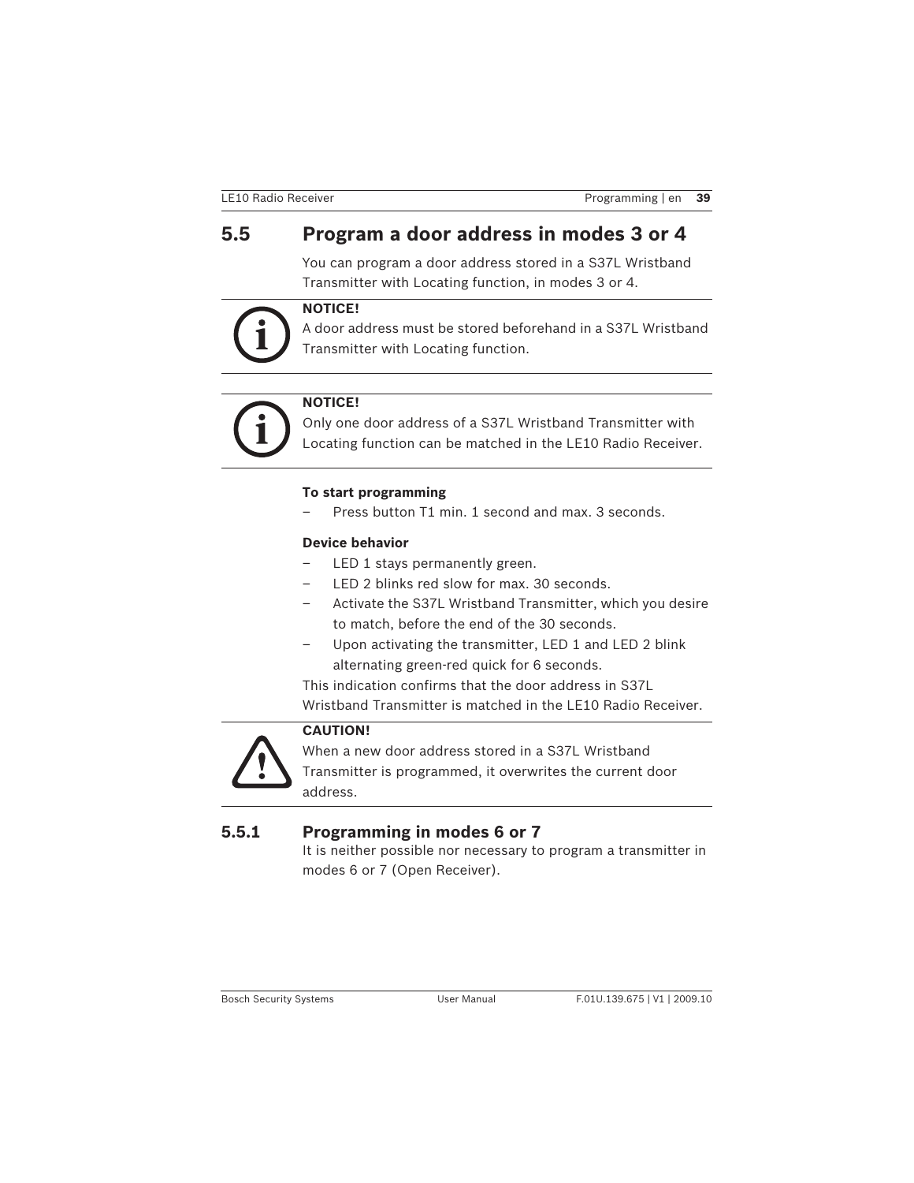## 5.5 Program a door address in modes 3 or 4

You can program a door address stored in a S37L Wristband Transmitter with Locating function, in modes 3 or 4.

**NOTICE!**
A door address must be stored beforehand in a S37L Wristband Transmitter with Locating function.

**NOTICE!**
Only one door address of a S37L Wristband Transmitter with Locating function can be matched in the LE10 Radio Receiver.

**To start programming**

– Press button T1 min. 1 second and max. 3 seconds.

**Device behavior**

– LED 1 stays permanently green.
– LED 2 blinks red slow for max. 30 seconds.
– Activate the S37L Wristband Transmitter, which you desire to match, before the end of the 30 seconds.
– Upon activating the transmitter, LED 1 and LED 2 blink alternating green-red quick for 6 seconds.

This indication confirms that the door address in S37L Wristband Transmitter is matched in the LE10 Radio Receiver.

**CAUTION!**
When a new door address stored in a S37L Wristband Transmitter is programmed, it overwrites the current door address.

### 5.5.1 Programming in modes 6 or 7

It is neither possible nor necessary to program a transmitter in modes 6 or 7 (Open Receiver).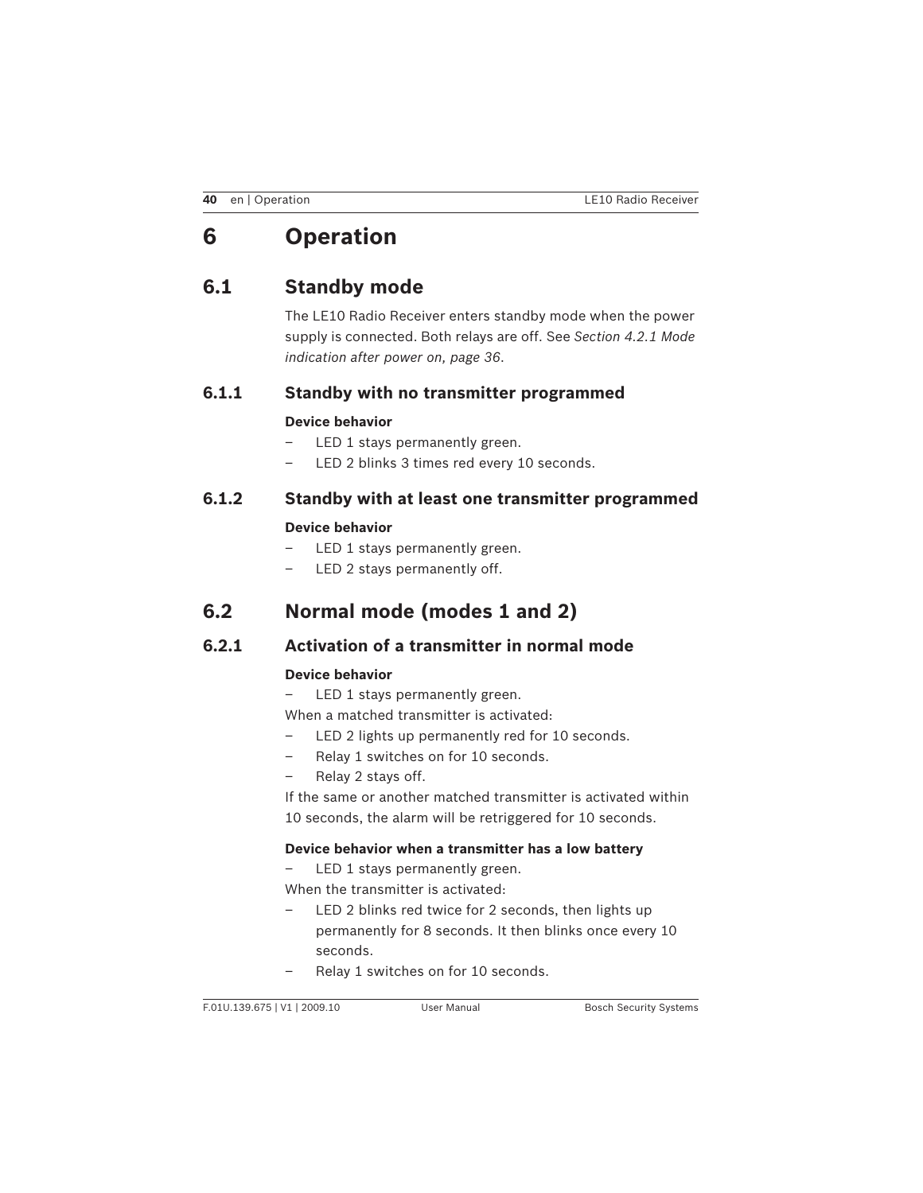# 6 Operation

## 6.1 Standby mode

The LE10 Radio Receiver enters standby mode when the power supply is connected. Both relays are off. See *Section 4.2.1 Mode indication after power on, page 36*.

### 6.1.1 Standby with no transmitter programmed

**Device behavior**

- LED 1 stays permanently green.
- LED 2 blinks 3 times red every 10 seconds.

### 6.1.2 Standby with at least one transmitter programmed

**Device behavior**

- LED 1 stays permanently green.
- LED 2 stays permanently off.

## 6.2 Normal mode (modes 1 and 2)

### 6.2.1 Activation of a transmitter in normal mode

**Device behavior**

- LED 1 stays permanently green.

When a matched transmitter is activated:

- LED 2 lights up permanently red for 10 seconds.
- Relay 1 switches on for 10 seconds.
- Relay 2 stays off.

If the same or another matched transmitter is activated within 10 seconds, the alarm will be retriggered for 10 seconds.

**Device behavior when a transmitter has a low battery**

- LED 1 stays permanently green.

When the transmitter is activated:

- LED 2 blinks red twice for 2 seconds, then lights up permanently for 8 seconds. It then blinks once every 10 seconds.
- Relay 1 switches on for 10 seconds.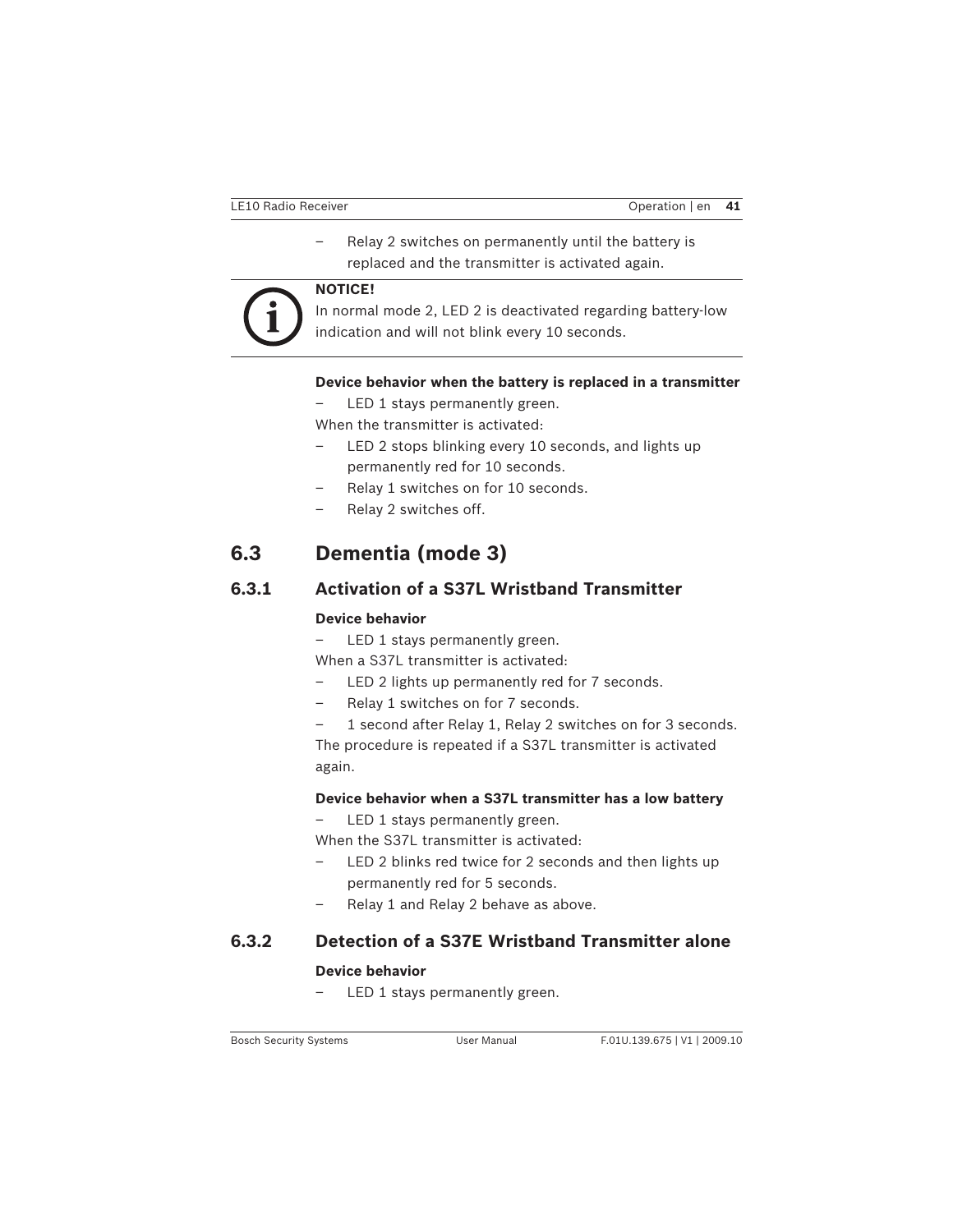– Relay 2 switches on permanently until the battery is replaced and the transmitter is activated again.

**NOTICE!**
In normal mode 2, LED 2 is deactivated regarding battery-low indication and will not blink every 10 seconds.

**Device behavior when the battery is replaced in a transmitter**

– LED 1 stays permanently green.

When the transmitter is activated:

– LED 2 stops blinking every 10 seconds, and lights up permanently red for 10 seconds.
– Relay 1 switches on for 10 seconds.
– Relay 2 switches off.

## 6.3 Dementia (mode 3)

### 6.3.1 Activation of a S37L Wristband Transmitter

**Device behavior**

– LED 1 stays permanently green.

When a S37L transmitter is activated:

– LED 2 lights up permanently red for 7 seconds.
– Relay 1 switches on for 7 seconds.
– 1 second after Relay 1, Relay 2 switches on for 3 seconds.

The procedure is repeated if a S37L transmitter is activated again.

**Device behavior when a S37L transmitter has a low battery**

– LED 1 stays permanently green.

When the S37L transmitter is activated:

– LED 2 blinks red twice for 2 seconds and then lights up permanently red for 5 seconds.
– Relay 1 and Relay 2 behave as above.

### 6.3.2 Detection of a S37E Wristband Transmitter alone

**Device behavior**

– LED 1 stays permanently green.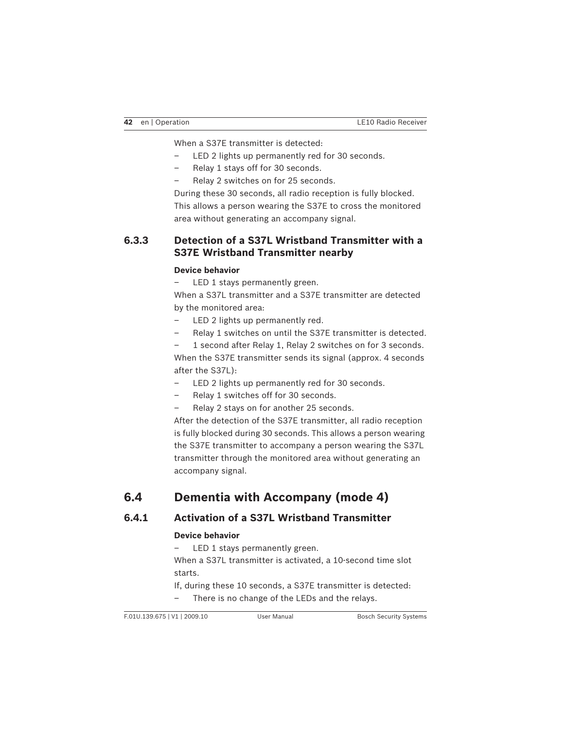When a S37E transmitter is detected:

- LED 2 lights up permanently red for 30 seconds.
- Relay 1 stays off for 30 seconds.
- Relay 2 switches on for 25 seconds.

During these 30 seconds, all radio reception is fully blocked. This allows a person wearing the S37E to cross the monitored area without generating an accompany signal.

### 6.3.3 Detection of a S37L Wristband Transmitter with a S37E Wristband Transmitter nearby

**Device behavior**

- LED 1 stays permanently green.

When a S37L transmitter and a S37E transmitter are detected by the monitored area:

- LED 2 lights up permanently red.
- Relay 1 switches on until the S37E transmitter is detected.
- 1 second after Relay 1, Relay 2 switches on for 3 seconds.

When the S37E transmitter sends its signal (approx. 4 seconds after the S37L):

- LED 2 lights up permanently red for 30 seconds.
- Relay 1 switches off for 30 seconds.
- Relay 2 stays on for another 25 seconds.

After the detection of the S37E transmitter, all radio reception is fully blocked during 30 seconds. This allows a person wearing the S37E transmitter to accompany a person wearing the S37L transmitter through the monitored area without generating an accompany signal.

## 6.4 Dementia with Accompany (mode 4)

### 6.4.1 Activation of a S37L Wristband Transmitter

**Device behavior**

- LED 1 stays permanently green.

When a S37L transmitter is activated, a 10-second time slot starts.

If, during these 10 seconds, a S37E transmitter is detected:

- There is no change of the LEDs and the relays.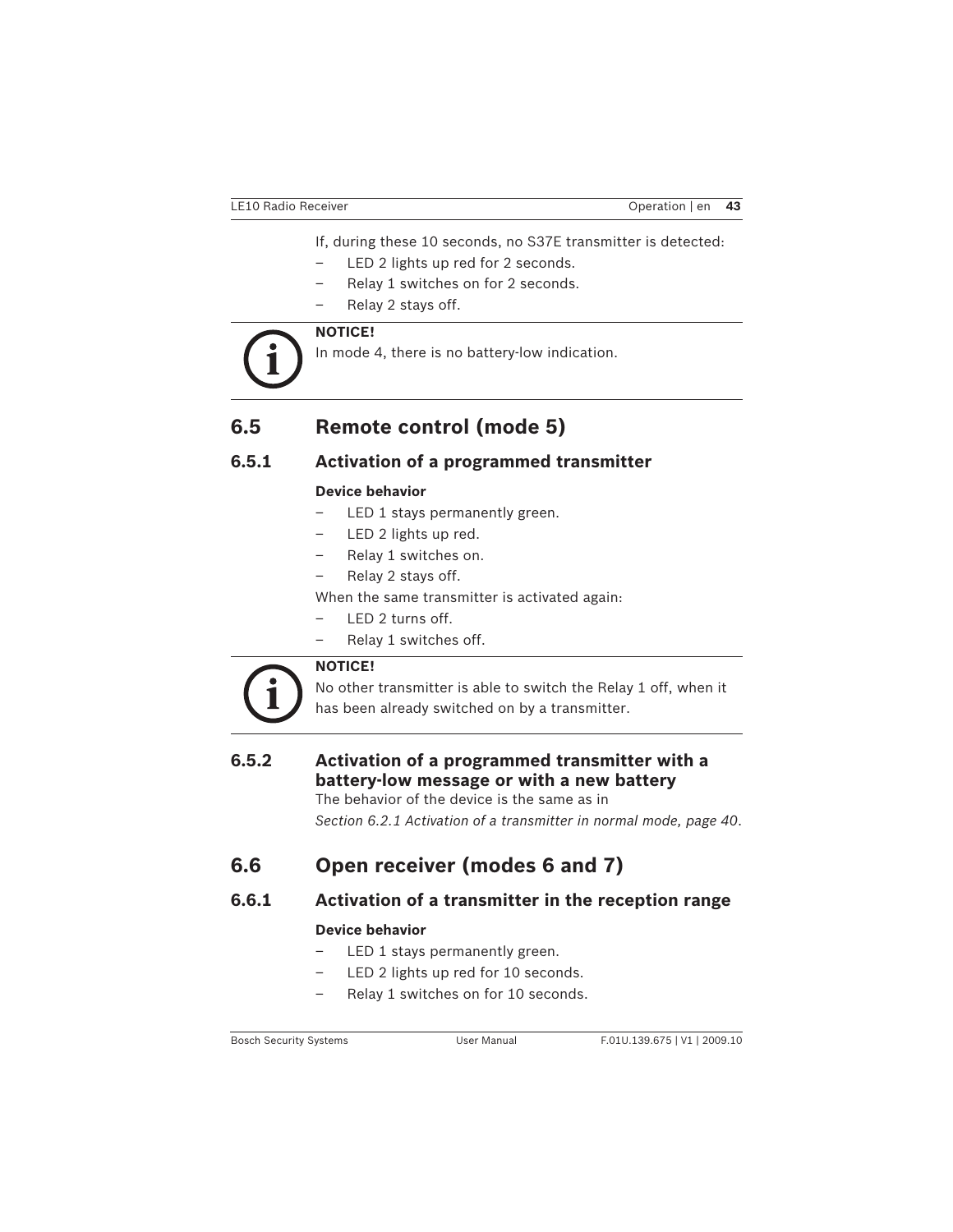If, during these 10 seconds, no S37E transmitter is detected:

- LED 2 lights up red for 2 seconds.
- Relay 1 switches on for 2 seconds.
- Relay 2 stays off.

**NOTICE!**
In mode 4, there is no battery-low indication.

## 6.5 Remote control (mode 5)

### 6.5.1 Activation of a programmed transmitter

**Device behavior**

- LED 1 stays permanently green.
- LED 2 lights up red.
- Relay 1 switches on.
- Relay 2 stays off.

When the same transmitter is activated again:

- LED 2 turns off.
- Relay 1 switches off.

**NOTICE!**
No other transmitter is able to switch the Relay 1 off, when it has been already switched on by a transmitter.

### 6.5.2 Activation of a programmed transmitter with a battery-low message or with a new battery

The behavior of the device is the same as in *Section 6.2.1 Activation of a transmitter in normal mode, page 40*.

## 6.6 Open receiver (modes 6 and 7)

### 6.6.1 Activation of a transmitter in the reception range

**Device behavior**

- LED 1 stays permanently green.
- LED 2 lights up red for 10 seconds.
- Relay 1 switches on for 10 seconds.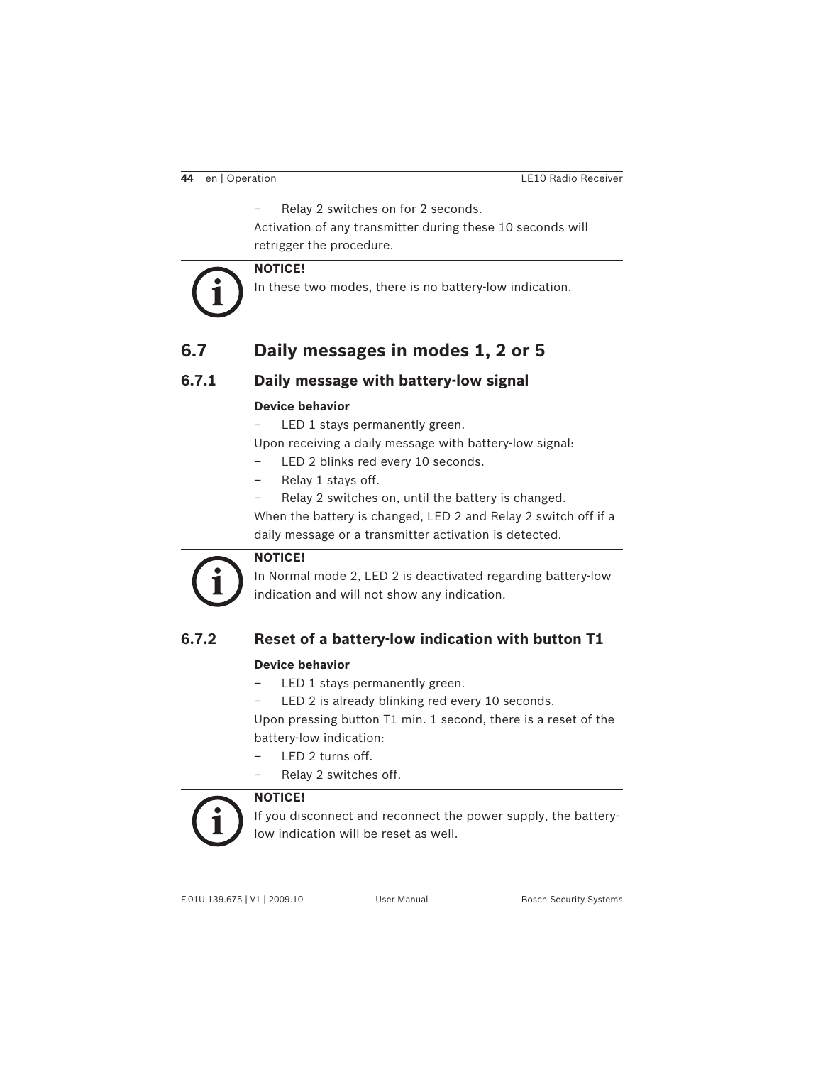– Relay 2 switches on for 2 seconds.

Activation of any transmitter during these 10 seconds will retrigger the procedure.

**NOTICE!**
In these two modes, there is no battery-low indication.

## 6.7 Daily messages in modes 1, 2 or 5

### 6.7.1 Daily message with battery-low signal

**Device behavior**

– LED 1 stays permanently green.

Upon receiving a daily message with battery-low signal:

– LED 2 blinks red every 10 seconds.
– Relay 1 stays off.
– Relay 2 switches on, until the battery is changed.

When the battery is changed, LED 2 and Relay 2 switch off if a daily message or a transmitter activation is detected.

**NOTICE!**
In Normal mode 2, LED 2 is deactivated regarding battery-low indication and will not show any indication.

### 6.7.2 Reset of a battery-low indication with button T1

**Device behavior**

– LED 1 stays permanently green.
– LED 2 is already blinking red every 10 seconds.

Upon pressing button T1 min. 1 second, there is a reset of the battery-low indication:

– LED 2 turns off.
– Relay 2 switches off.

**NOTICE!**
If you disconnect and reconnect the power supply, the battery-low indication will be reset as well.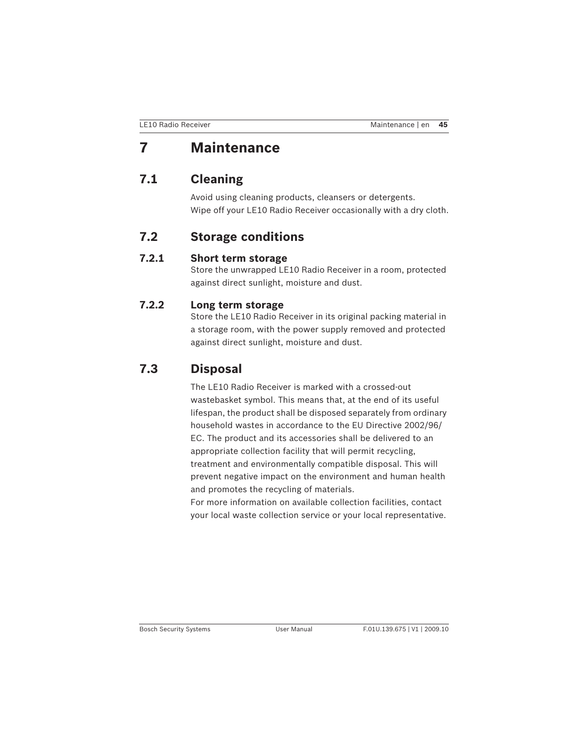# 7 Maintenance

## 7.1 Cleaning

Avoid using cleaning products, cleansers or detergents.
Wipe off your LE10 Radio Receiver occasionally with a dry cloth.

## 7.2 Storage conditions

### 7.2.1 Short term storage

Store the unwrapped LE10 Radio Receiver in a room, protected against direct sunlight, moisture and dust.

### 7.2.2 Long term storage

Store the LE10 Radio Receiver in its original packing material in a storage room, with the power supply removed and protected against direct sunlight, moisture and dust.

## 7.3 Disposal

The LE10 Radio Receiver is marked with a crossed-out wastebasket symbol. This means that, at the end of its useful lifespan, the product shall be disposed separately from ordinary household wastes in accordance to the EU Directive 2002/96/EC. The product and its accessories shall be delivered to an appropriate collection facility that will permit recycling, treatment and environmentally compatible disposal. This will prevent negative impact on the environment and human health and promotes the recycling of materials.
For more information on available collection facilities, contact your local waste collection service or your local representative.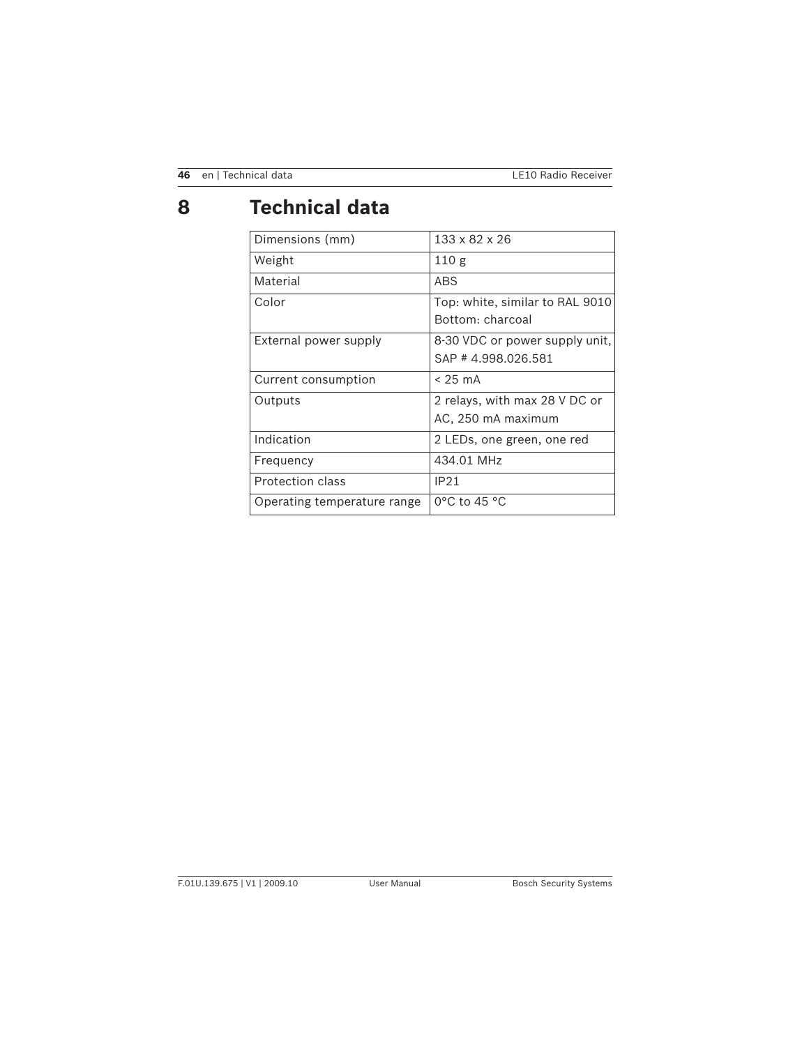# 8 Technical data

| | |
|---|---|
| Dimensions (mm) | 133 x 82 x 26 |
| Weight | 110 g |
| Material | ABS |
| Color | Top: white, similar to RAL 9010<br>Bottom: charcoal |
| External power supply | 8-30 VDC or power supply unit, SAP # 4.998.026.581 |
| Current consumption | < 25 mA |
| Outputs | 2 relays, with max 28 V DC or AC, 250 mA maximum |
| Indication | 2 LEDs, one green, one red |
| Frequency | 434.01 MHz |
| Protection class | IP21 |
| Operating temperature range | 0°C to 45 °C |